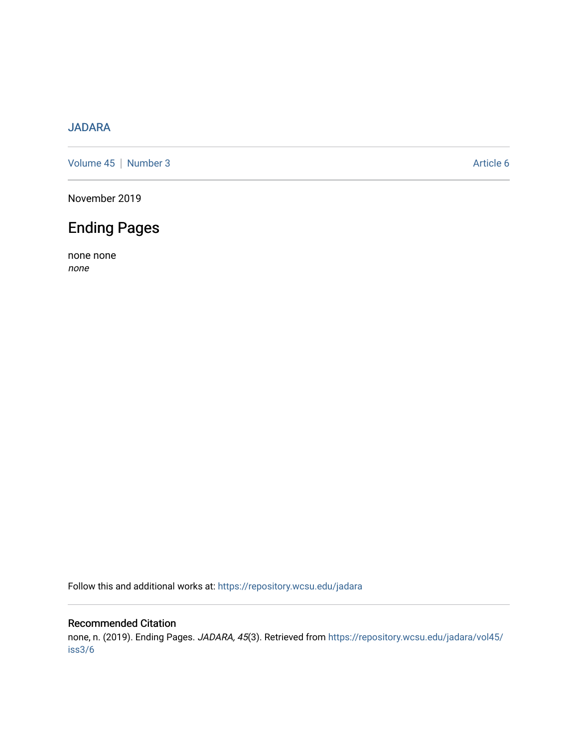JADARA

Volume 45 | Number 3 Article 6

November 2019

# Ending Pages

none none
*none*

Follow this and additional works at: https://repository.wcsu.edu/jadara

## Recommended Citation

none, n. (2019). Ending Pages. *JADARA, 45*(3). Retrieved from https://repository.wcsu.edu/jadara/vol45/iss3/6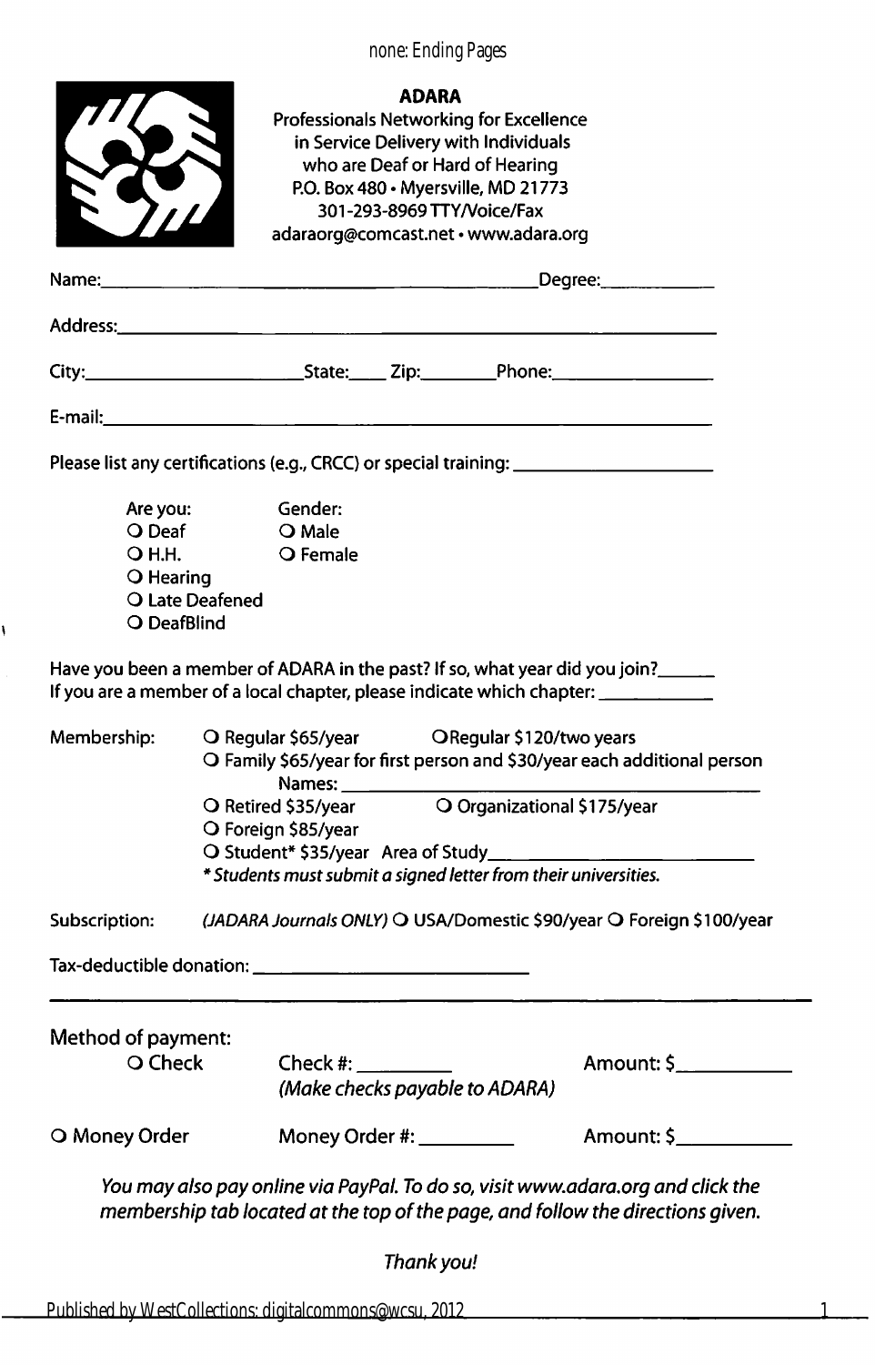# ADARA

**Professionals Networking for Excellence in Service Delivery with Individuals who are Deaf or Hard of Hearing**

P.O. Box 480 • Myersville, MD 21773
301-293-8969 TTY/Voice/Fax
adaraorg@comcast.net • www.adara.org

Name:______________________________________________ Degree:____________

Address:___________________________________________________________

City:_______________________ State:____ Zip:________ Phone:________________

E-mail:_____________________________________________________________

Please list any certifications (e.g., CRCC) or special training: ____________________

Are you:
- O Deaf
- O H.H.
- O Hearing
- O Late Deafened
- O DeafBlind

Gender:
- O Male
- O Female

Have you been a member of ADARA in the past? If so, what year did you join?______

If you are a member of a local chapter, please indicate which chapter: ____________

Membership:
- O Regular $65/year
- O Regular $120/two years
- O Family $65/year for first person and $30/year each additional person
  Names: ____________________________________________
- O Retired $35/year
- O Organizational $175/year
- O Foreign $85/year
- O Student* $35/year Area of Study__________________________

*\* Students must submit a signed letter from their universities.*

Subscription: *(JADARA Journals ONLY)* O USA/Domestic $90/year O Foreign $100/year

Tax-deductible donation: ____________________________

---

Method of payment:

O Check — Check #: _________ *(Make checks payable to ADARA)* — Amount: $___________

O Money Order — Money Order #: _________ — Amount: $___________

*You may also pay online via PayPal. To do so, visit www.adara.org and click the membership tab located at the top of the page, and follow the directions given.*

*Thank you!*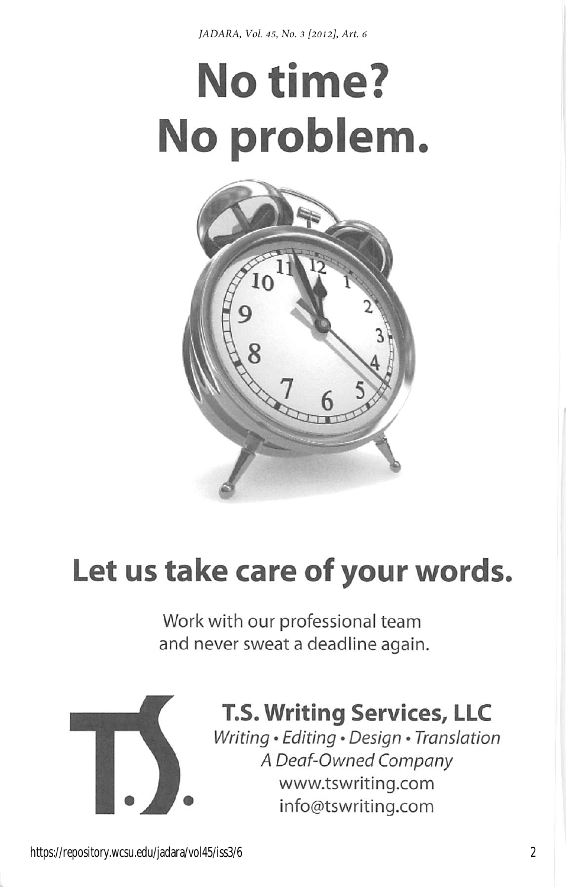# No time? No problem.

## Let us take care of your words.

Work with our professional team and never sweat a deadline again.

**T.S. Writing Services, LLC**

*Writing • Editing • Design • Translation*

*A Deaf-Owned Company*

www.tswriting.com

info@tswriting.com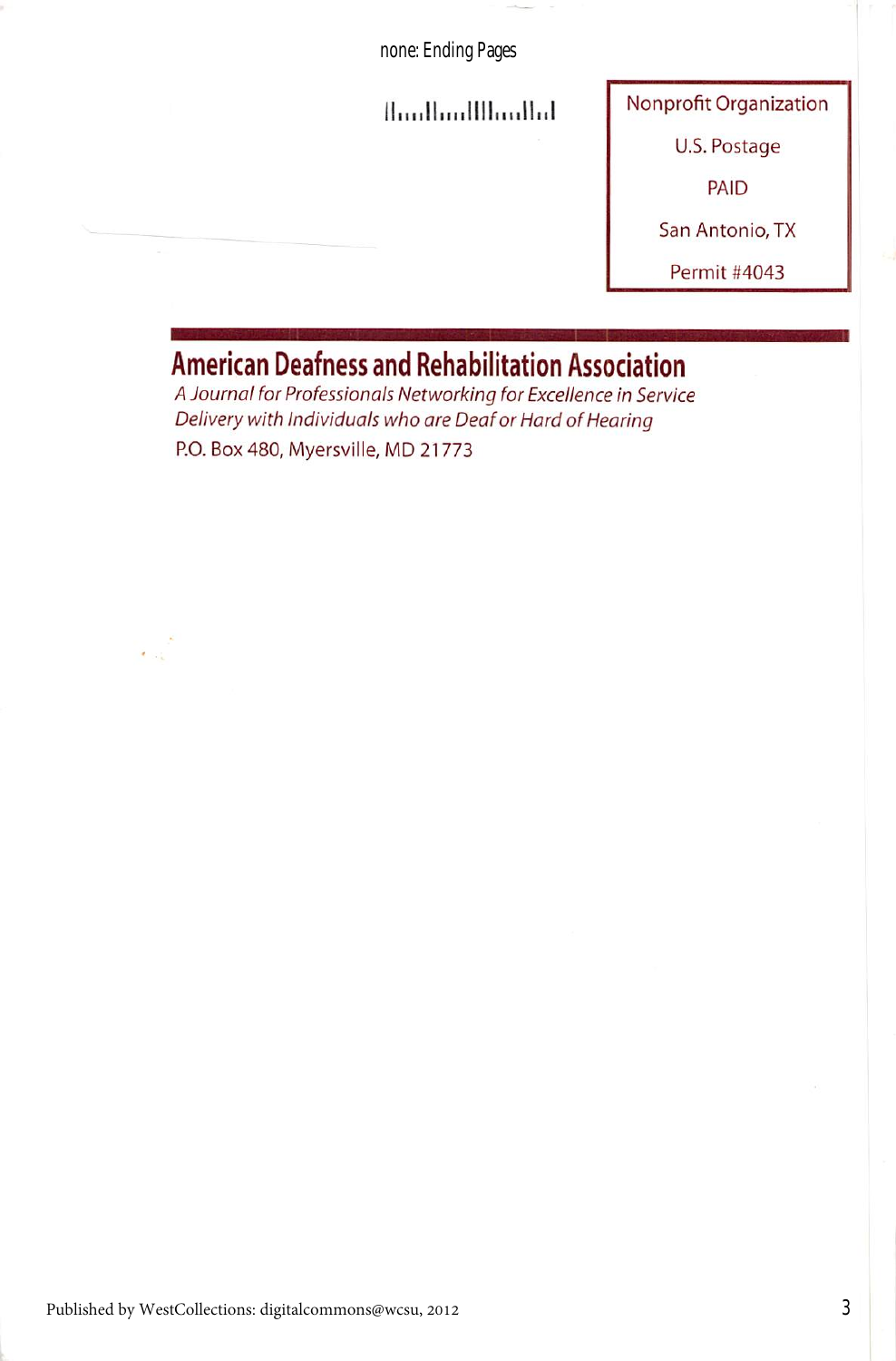none: Ending Pages

Nonprofit Organization

U.S. Postage

PAID

San Antonio, TX

Permit #4043

## American Deafness and Rehabilitation Association

*A Journal for Professionals Networking for Excellence in Service Delivery with Individuals who are Deaf or Hard of Hearing*

P.O. Box 480, Myersville, MD 21773

Published by WestCollections: digitalcommons@wcsu, 2012